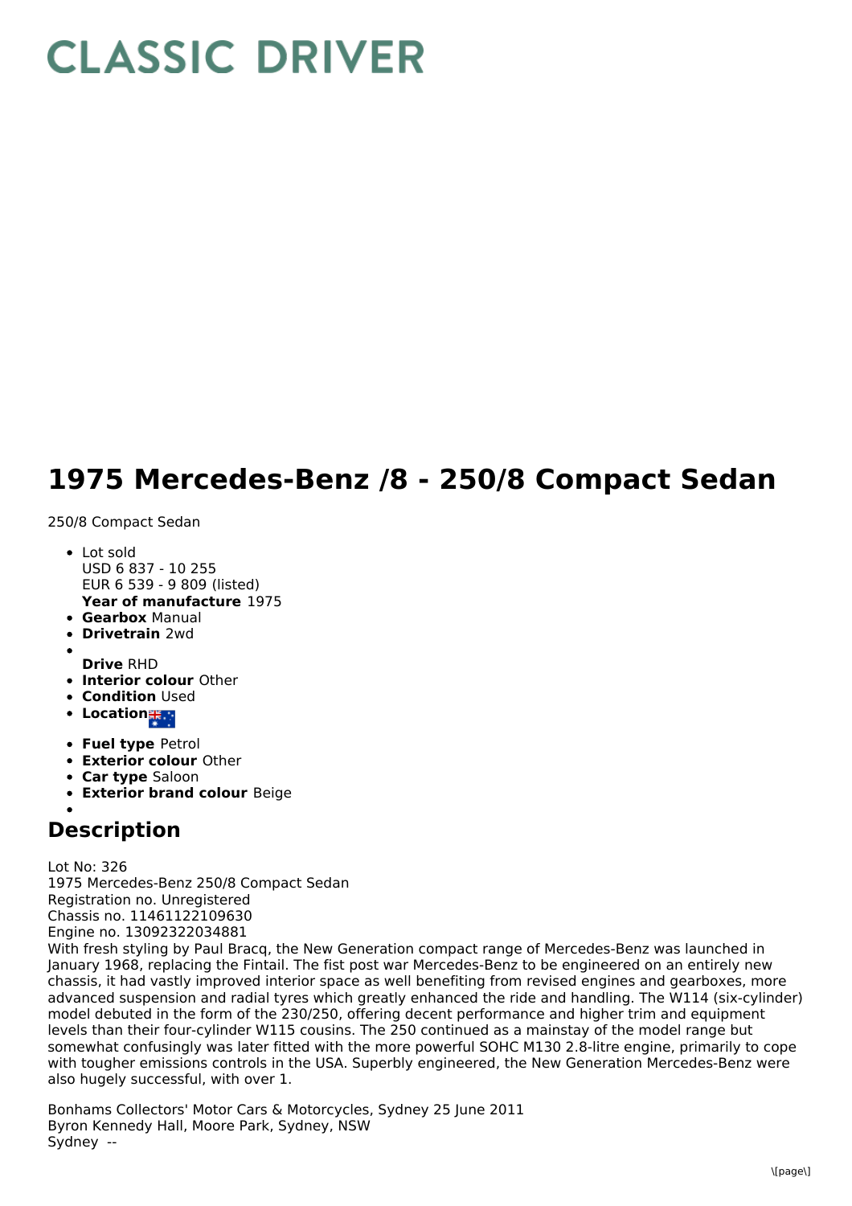# CLASSIC DRIVER

# 1975 Mercedes-Benz /8 - 250/8 Compact Sedan

250/8 Compact Sedan

- Lot sold
  USD 6 837 - 10 255
  EUR 6 539 - 9 809 (listed)
  **Year of manufacture** 1975
- **Gearbox** Manual
- **Drivetrain** 2wd
- 
  **Drive** RHD
- **Interior colour** Other
- **Condition** Used
- **Location**
- **Fuel type** Petrol
- **Exterior colour** Other
- **Car type** Saloon
- **Exterior brand colour** Beige
- 

## Description

Lot No: 326
1975 Mercedes-Benz 250/8 Compact Sedan
Registration no. Unregistered
Chassis no. 11461122109630
Engine no. 13092322034881
With fresh styling by Paul Bracq, the New Generation compact range of Mercedes-Benz was launched in January 1968, replacing the Fintail. The fist post war Mercedes-Benz to be engineered on an entirely new chassis, it had vastly improved interior space as well benefiting from revised engines and gearboxes, more advanced suspension and radial tyres which greatly enhanced the ride and handling. The W114 (six-cylinder) model debuted in the form of the 230/250, offering decent performance and higher trim and equipment levels than their four-cylinder W115 cousins. The 250 continued as a mainstay of the model range but somewhat confusingly was later fitted with the more powerful SOHC M130 2.8-litre engine, primarily to cope with tougher emissions controls in the USA. Superbly engineered, the New Generation Mercedes-Benz were also hugely successful, with over 1.

Bonhams Collectors' Motor Cars & Motorcycles, Sydney 25 June 2011
Byron Kennedy Hall, Moore Park, Sydney, NSW
Sydney --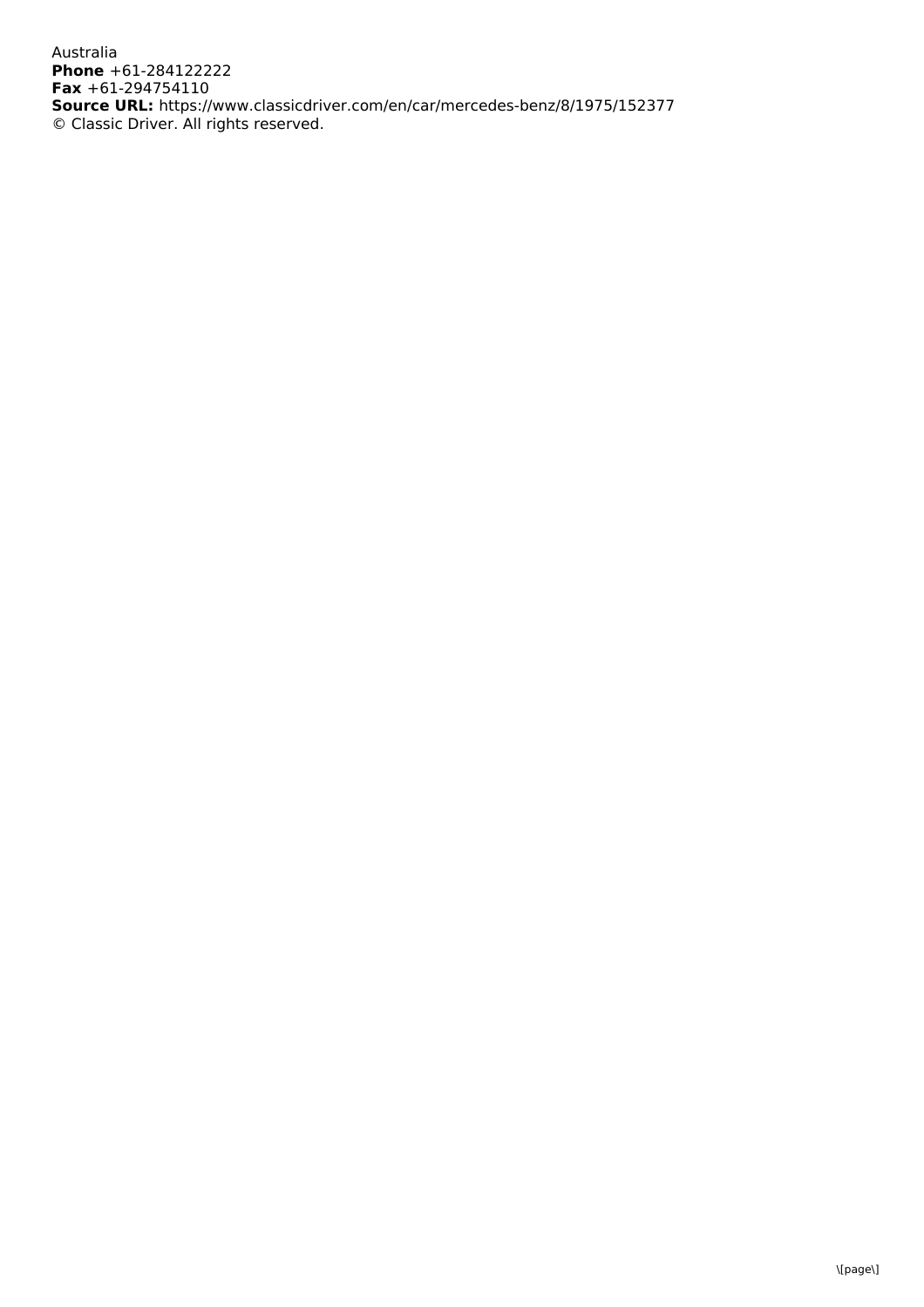Australia
**Phone** +61-284122222
**Fax** +61-294754110
**Source URL:** https://www.classicdriver.com/en/car/mercedes-benz/8/1975/152377
© Classic Driver. All rights reserved.